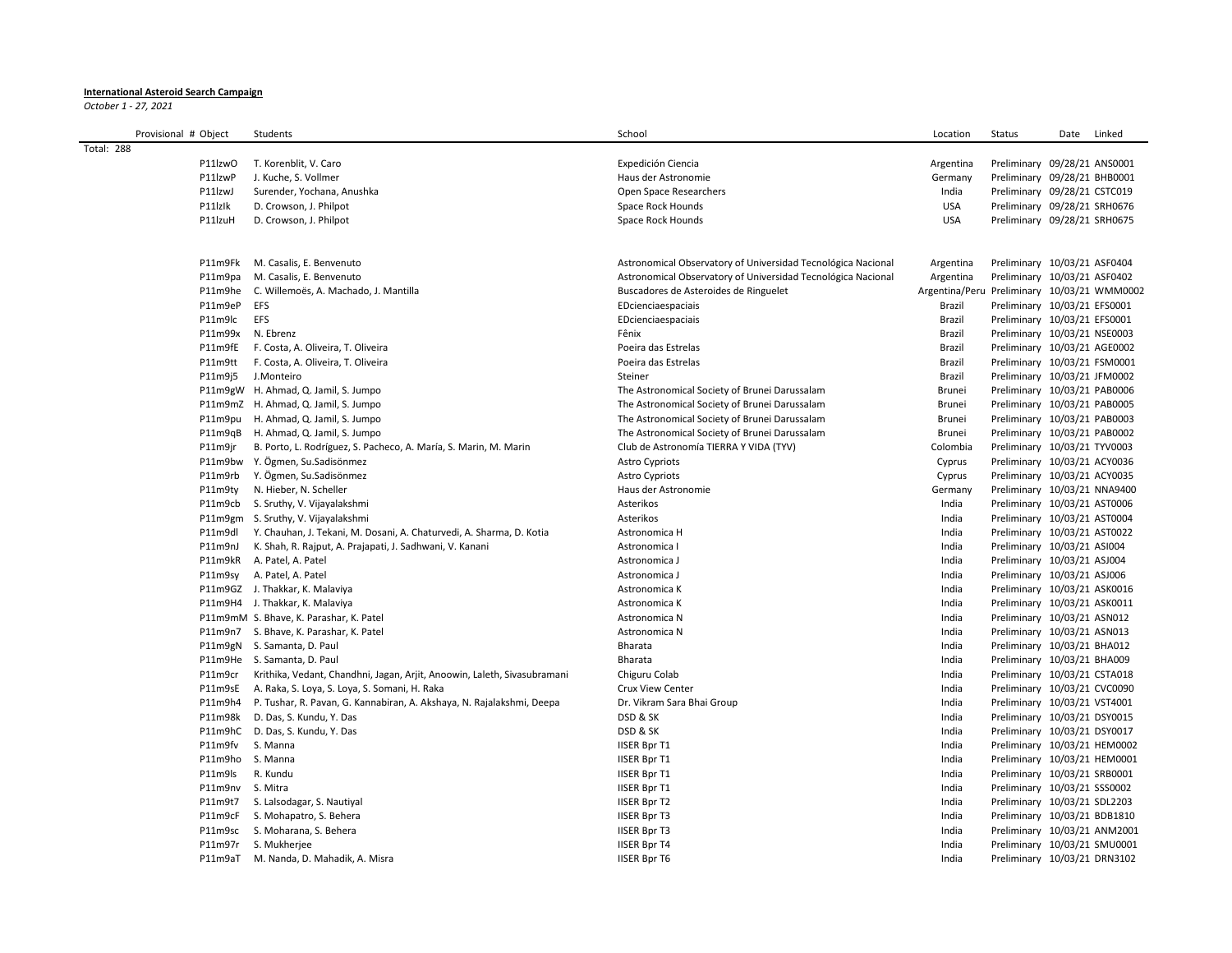**International Asteroid Search Campaign**

*October 1 - 27, 2021*

| Provisional # | Object | Students | School | Location | Status | Date | Linked |
|---|---|---|---|---|---|---|---|
| Total: 288 | | | | | | | |
| | P11lzwO | T. Korenblit, V. Caro | Expedición Ciencia | Argentina | Preliminary | 09/28/21 | ANS0001 |
| | P11lzwP | J. Kuche, S. Vollmer | Haus der Astronomie | Germany | Preliminary | 09/28/21 | BHB0001 |
| | P11lzwJ | Surender, Yochana, Anushka | Open Space Researchers | India | Preliminary | 09/28/21 | CSTC019 |
| | P11lzIk | D. Crowson, J. Philpot | Space Rock Hounds | USA | Preliminary | 09/28/21 | SRH0676 |
| | P11lzuH | D. Crowson, J. Philpot | Space Rock Hounds | USA | Preliminary | 09/28/21 | SRH0675 |
| | | | | | | | |
| | P11m9Fk | M. Casalis, E. Benvenuto | Astronomical Observatory of Universidad Tecnológica Nacional | Argentina | Preliminary | 10/03/21 | ASF0404 |
| | P11m9pa | M. Casalis, E. Benvenuto | Astronomical Observatory of Universidad Tecnológica Nacional | Argentina | Preliminary | 10/03/21 | ASF0402 |
| | P11m9he | C. Willemoës, A. Machado, J. Mantilla | Buscadores de Asteroides de Ringuelet | Argentina/Peru | Preliminary | 10/03/21 | WMM0002 |
| | P11m9eP | EFS | EDcienciaespaciais | Brazil | Preliminary | 10/03/21 | EFS0001 |
| | P11m9lc | EFS | EDcienciaespaciais | Brazil | Preliminary | 10/03/21 | EFS0001 |
| | P11m99x | N. Ebrenz | Fênix | Brazil | Preliminary | 10/03/21 | NSE0003 |
| | P11m9fE | F. Costa, A. Oliveira, T. Oliveira | Poeira das Estrelas | Brazil | Preliminary | 10/03/21 | AGE0002 |
| | P11m9tt | F. Costa, A. Oliveira, T. Oliveira | Poeira das Estrelas | Brazil | Preliminary | 10/03/21 | FSM0001 |
| | P11m9j5 | J.Monteiro | Steiner | Brazil | Preliminary | 10/03/21 | JFM0002 |
| | P11m9gW | H. Ahmad, Q. Jamil, S. Jumpo | The Astronomical Society of Brunei Darussalam | Brunei | Preliminary | 10/03/21 | PAB0006 |
| | P11m9mZ | H. Ahmad, Q. Jamil, S. Jumpo | The Astronomical Society of Brunei Darussalam | Brunei | Preliminary | 10/03/21 | PAB0005 |
| | P11m9pu | H. Ahmad, Q. Jamil, S. Jumpo | The Astronomical Society of Brunei Darussalam | Brunei | Preliminary | 10/03/21 | PAB0003 |
| | P11m9qB | H. Ahmad, Q. Jamil, S. Jumpo | The Astronomical Society of Brunei Darussalam | Brunei | Preliminary | 10/03/21 | PAB0002 |
| | P11m9jr | B. Porto, L. Rodríguez, S. Pacheco, A. María, S. Marin, M. Marin | Club de Astronomía TIERRA Y VIDA (TYV) | Colombia | Preliminary | 10/03/21 | TYV0003 |
| | P11m9bw | Y. Ögmen, Su.Sadisönmez | Astro Cypriots | Cyprus | Preliminary | 10/03/21 | ACY0036 |
| | P11m9rb | Y. Ögmen, Su.Sadisönmez | Astro Cypriots | Cyprus | Preliminary | 10/03/21 | ACY0035 |
| | P11m9ty | N. Hieber, N. Scheller | Haus der Astronomie | Germany | Preliminary | 10/03/21 | NNA9400 |
| | P11m9cb | S. Sruthy, V. Vijayalakshmi | Asterikos | India | Preliminary | 10/03/21 | AST0006 |
| | P11m9gm | S. Sruthy, V. Vijayalakshmi | Asterikos | India | Preliminary | 10/03/21 | AST0004 |
| | P11m9dl | Y. Chauhan, J. Tekani, M. Dosani, A. Chaturvedi, A. Sharma, D. Kotia | Astronomica H | India | Preliminary | 10/03/21 | AST0022 |
| | P11m9nJ | K. Shah, R. Rajput, A. Prajapati, J. Sadhwani, V. Kanani | Astronomica I | India | Preliminary | 10/03/21 | ASI004 |
| | P11m9kR | A. Patel, A. Patel | Astronomica J | India | Preliminary | 10/03/21 | ASJ004 |
| | P11m9sy | A. Patel, A. Patel | Astronomica J | India | Preliminary | 10/03/21 | ASJ006 |
| | P11m9GZ | J. Thakkar, K. Malaviya | Astronomica K | India | Preliminary | 10/03/21 | ASK0016 |
| | P11m9H4 | J. Thakkar, K. Malaviya | Astronomica K | India | Preliminary | 10/03/21 | ASK0011 |
| | P11m9mM | S. Bhave, K. Parashar, K. Patel | Astronomica N | India | Preliminary | 10/03/21 | ASN012 |
| | P11m9n7 | S. Bhave, K. Parashar, K. Patel | Astronomica N | India | Preliminary | 10/03/21 | ASN013 |
| | P11m9gN | S. Samanta, D. Paul | Bharata | India | Preliminary | 10/03/21 | BHA012 |
| | P11m9He | S. Samanta, D. Paul | Bharata | India | Preliminary | 10/03/21 | BHA009 |
| | P11m9cr | Krithika, Vedant, Chandhni, Jagan, Arjit, Anoowin, Laleth, Sivasubramani | Chiguru Colab | India | Preliminary | 10/03/21 | CSTA018 |
| | P11m9sE | A. Raka, S. Loya, S. Loya, S. Somani, H. Raka | Crux View Center | India | Preliminary | 10/03/21 | CVC0090 |
| | P11m9h4 | P. Tushar, R. Pavan, G. Kannabiran, A. Akshaya, N. Rajalakshmi, Deepa | Dr. Vikram Sara Bhai Group | India | Preliminary | 10/03/21 | VST4001 |
| | P11m98k | D. Das, S. Kundu, Y. Das | DSD & SK | India | Preliminary | 10/03/21 | DSY0015 |
| | P11m9hC | D. Das, S. Kundu, Y. Das | DSD & SK | India | Preliminary | 10/03/21 | DSY0017 |
| | P11m9fv | S. Manna | IISER Bpr T1 | India | Preliminary | 10/03/21 | HEM0002 |
| | P11m9ho | S. Manna | IISER Bpr T1 | India | Preliminary | 10/03/21 | HEM0001 |
| | P11m9ls | R. Kundu | IISER Bpr T1 | India | Preliminary | 10/03/21 | SRB0001 |
| | P11m9nv | S. Mitra | IISER Bpr T1 | India | Preliminary | 10/03/21 | SSS0002 |
| | P11m9t7 | S. Lalsodagar, S. Nautiyal | IISER Bpr T2 | India | Preliminary | 10/03/21 | SDL2203 |
| | P11m9cF | S. Mohapatro, S. Behera | IISER Bpr T3 | India | Preliminary | 10/03/21 | BDB1810 |
| | P11m9sc | S. Moharana, S. Behera | IISER Bpr T3 | India | Preliminary | 10/03/21 | ANM2001 |
| | P11m97r | S. Mukherjee | IISER Bpr T4 | India | Preliminary | 10/03/21 | SMU0001 |
| | P11m9aT | M. Nanda, D. Mahadik, A. Misra | IISER Bpr T6 | India | Preliminary | 10/03/21 | DRN3102 |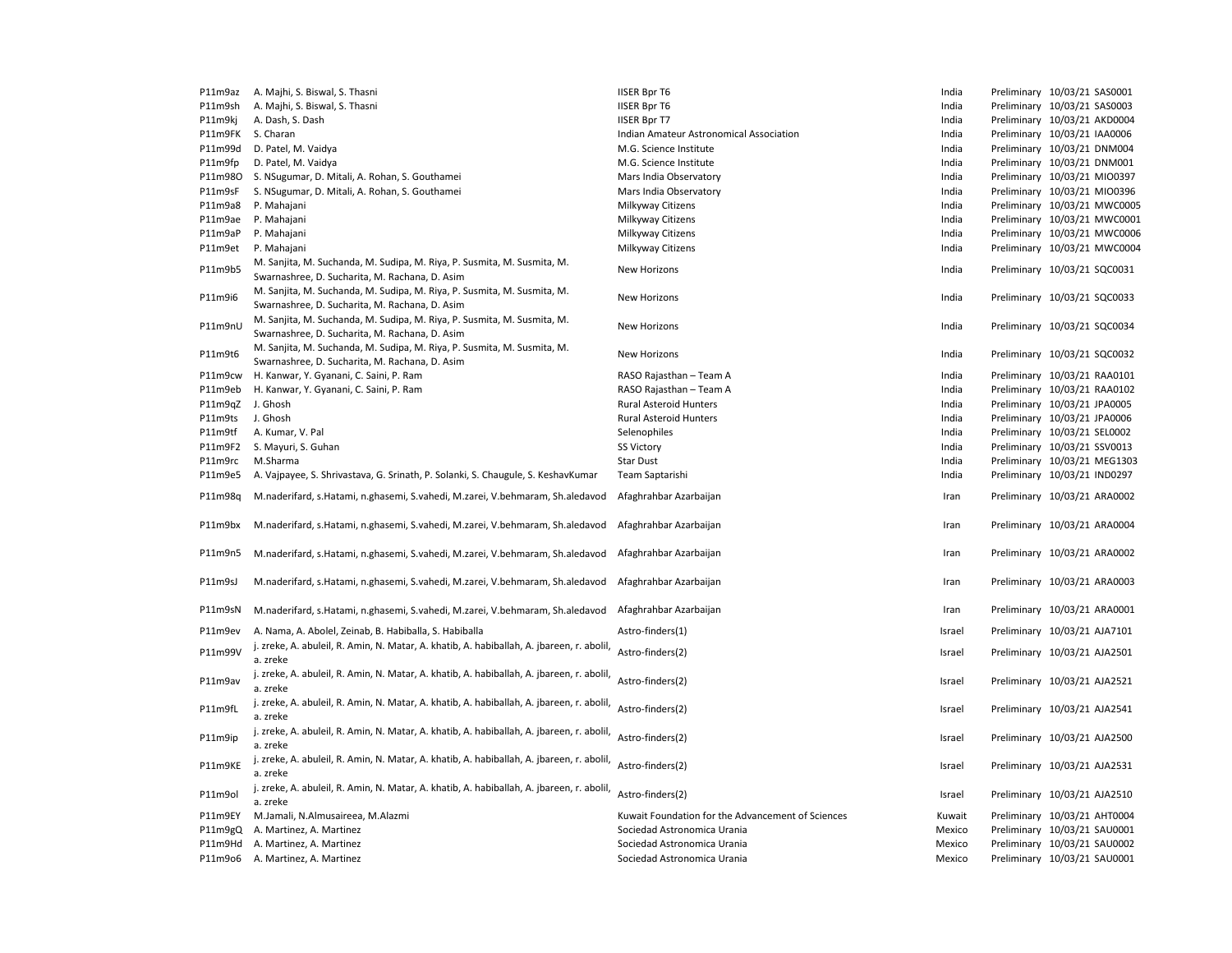| | | | | | | |
|---|---|---|---|---|---|---|
| P11m9az | A. Majhi, S. Biswal, S. Thasni | IISER Bpr T6 | India | Preliminary | 10/03/21 | SAS0001 |
| P11m9sh | A. Majhi, S. Biswal, S. Thasni | IISER Bpr T6 | India | Preliminary | 10/03/21 | SAS0003 |
| P11m9kj | A. Dash, S. Dash | IISER Bpr T7 | India | Preliminary | 10/03/21 | AKD0004 |
| P11m9FK | S. Charan | Indian Amateur Astronomical Association | India | Preliminary | 10/03/21 | IAA0006 |
| P11m99d | D. Patel, M. Vaidya | M.G. Science Institute | India | Preliminary | 10/03/21 | DNM004 |
| P11m9fp | D. Patel, M. Vaidya | M.G. Science Institute | India | Preliminary | 10/03/21 | DNM001 |
| P11m98O | S. NSugumar, D. Mitali, A. Rohan, S. Gouthamei | Mars India Observatory | India | Preliminary | 10/03/21 | MIO0397 |
| P11m9sF | S. NSugumar, D. Mitali, A. Rohan, S. Gouthamei | Mars India Observatory | India | Preliminary | 10/03/21 | MIO0396 |
| P11m9a8 | P. Mahajani | Milkyway Citizens | India | Preliminary | 10/03/21 | MWC0005 |
| P11m9ae | P. Mahajani | Milkyway Citizens | India | Preliminary | 10/03/21 | MWC0001 |
| P11m9aP | P. Mahajani | Milkyway Citizens | India | Preliminary | 10/03/21 | MWC0006 |
| P11m9et | P. Mahajani | Milkyway Citizens | India | Preliminary | 10/03/21 | MWC0004 |
| P11m9b5 | M. Sanjita, M. Suchanda, M. Sudipa, M. Riya, P. Susmita, M. Susmita, M. Swarnashree, D. Sucharita, M. Rachana, D. Asim | New Horizons | India | Preliminary | 10/03/21 | SQC0031 |
| P11m9i6 | M. Sanjita, M. Suchanda, M. Sudipa, M. Riya, P. Susmita, M. Susmita, M. Swarnashree, D. Sucharita, M. Rachana, D. Asim | New Horizons | India | Preliminary | 10/03/21 | SQC0033 |
| P11m9nU | M. Sanjita, M. Suchanda, M. Sudipa, M. Riya, P. Susmita, M. Susmita, M. Swarnashree, D. Sucharita, M. Rachana, D. Asim | New Horizons | India | Preliminary | 10/03/21 | SQC0034 |
| P11m9t6 | M. Sanjita, M. Suchanda, M. Sudipa, M. Riya, P. Susmita, M. Susmita, M. Swarnashree, D. Sucharita, M. Rachana, D. Asim | New Horizons | India | Preliminary | 10/03/21 | SQC0032 |
| P11m9cw | H. Kanwar, Y. Gyanani, C. Saini, P. Ram | RASO Rajasthan – Team A | India | Preliminary | 10/03/21 | RAA0101 |
| P11m9eb | H. Kanwar, Y. Gyanani, C. Saini, P. Ram | RASO Rajasthan – Team A | India | Preliminary | 10/03/21 | RAA0102 |
| P11m9qZ | J. Ghosh | Rural Asteroid Hunters | India | Preliminary | 10/03/21 | JPA0005 |
| P11m9ts | J. Ghosh | Rural Asteroid Hunters | India | Preliminary | 10/03/21 | JPA0006 |
| P11m9tf | A. Kumar, V. Pal | Selenophiles | India | Preliminary | 10/03/21 | SEL0002 |
| P11m9F2 | S. Mayuri, S. Guhan | SS Victory | India | Preliminary | 10/03/21 | SSV0013 |
| P11m9rc | M.Sharma | Star Dust | India | Preliminary | 10/03/21 | MEG1303 |
| P11m9e5 | A. Vajpayee, S. Shrivastava, G. Srinath, P. Solanki, S. Chaugule, S. KeshavKumar | Team Saptarishi | India | Preliminary | 10/03/21 | IND0297 |
| P11m98q | M.naderifard, s.Hatami, n.ghasemi, S.vahedi, M.zarei, V.behmaram, Sh.aledavod | Afaghrahbar Azarbaijan | Iran | Preliminary | 10/03/21 | ARA0002 |
| P11m9bx | M.naderifard, s.Hatami, n.ghasemi, S.vahedi, M.zarei, V.behmaram, Sh.aledavod | Afaghrahbar Azarbaijan | Iran | Preliminary | 10/03/21 | ARA0004 |
| P11m9n5 | M.naderifard, s.Hatami, n.ghasemi, S.vahedi, M.zarei, V.behmaram, Sh.aledavod | Afaghrahbar Azarbaijan | Iran | Preliminary | 10/03/21 | ARA0002 |
| P11m9sJ | M.naderifard, s.Hatami, n.ghasemi, S.vahedi, M.zarei, V.behmaram, Sh.aledavod | Afaghrahbar Azarbaijan | Iran | Preliminary | 10/03/21 | ARA0003 |
| P11m9sN | M.naderifard, s.Hatami, n.ghasemi, S.vahedi, M.zarei, V.behmaram, Sh.aledavod | Afaghrahbar Azarbaijan | Iran | Preliminary | 10/03/21 | ARA0001 |
| P11m9ev | A. Nama, A. Abolel, Zeinab, B. Habiballa, S. Habiballa | Astro-finders(1) | Israel | Preliminary | 10/03/21 | AJA7101 |
| P11m99V | j. zreke, A. abuleil, R. Amin, N. Matar, A. khatib, A. habiballah, A. jbareen, r. abolil, a. zreke | Astro-finders(2) | Israel | Preliminary | 10/03/21 | AJA2501 |
| P11m9av | j. zreke, A. abuleil, R. Amin, N. Matar, A. khatib, A. habiballah, A. jbareen, r. abolil, a. zreke | Astro-finders(2) | Israel | Preliminary | 10/03/21 | AJA2521 |
| P11m9fL | j. zreke, A. abuleil, R. Amin, N. Matar, A. khatib, A. habiballah, A. jbareen, r. abolil, a. zreke | Astro-finders(2) | Israel | Preliminary | 10/03/21 | AJA2541 |
| P11m9ip | j. zreke, A. abuleil, R. Amin, N. Matar, A. khatib, A. habiballah, A. jbareen, r. abolil, a. zreke | Astro-finders(2) | Israel | Preliminary | 10/03/21 | AJA2500 |
| P11m9KE | j. zreke, A. abuleil, R. Amin, N. Matar, A. khatib, A. habiballah, A. jbareen, r. abolil, a. zreke | Astro-finders(2) | Israel | Preliminary | 10/03/21 | AJA2531 |
| P11m9ol | j. zreke, A. abuleil, R. Amin, N. Matar, A. khatib, A. habiballah, A. jbareen, r. abolil, a. zreke | Astro-finders(2) | Israel | Preliminary | 10/03/21 | AJA2510 |
| P11m9EY | M.Jamali, N.Almusaireea, M.Alazmi | Kuwait Foundation for the Advancement of Sciences | Kuwait | Preliminary | 10/03/21 | AHT0004 |
| P11m9gQ | A. Martinez, A. Martinez | Sociedad Astronomica Urania | Mexico | Preliminary | 10/03/21 | SAU0001 |
| P11m9Hd | A. Martinez, A. Martinez | Sociedad Astronomica Urania | Mexico | Preliminary | 10/03/21 | SAU0002 |
| P11m9o6 | A. Martinez, A. Martinez | Sociedad Astronomica Urania | Mexico | Preliminary | 10/03/21 | SAU0001 |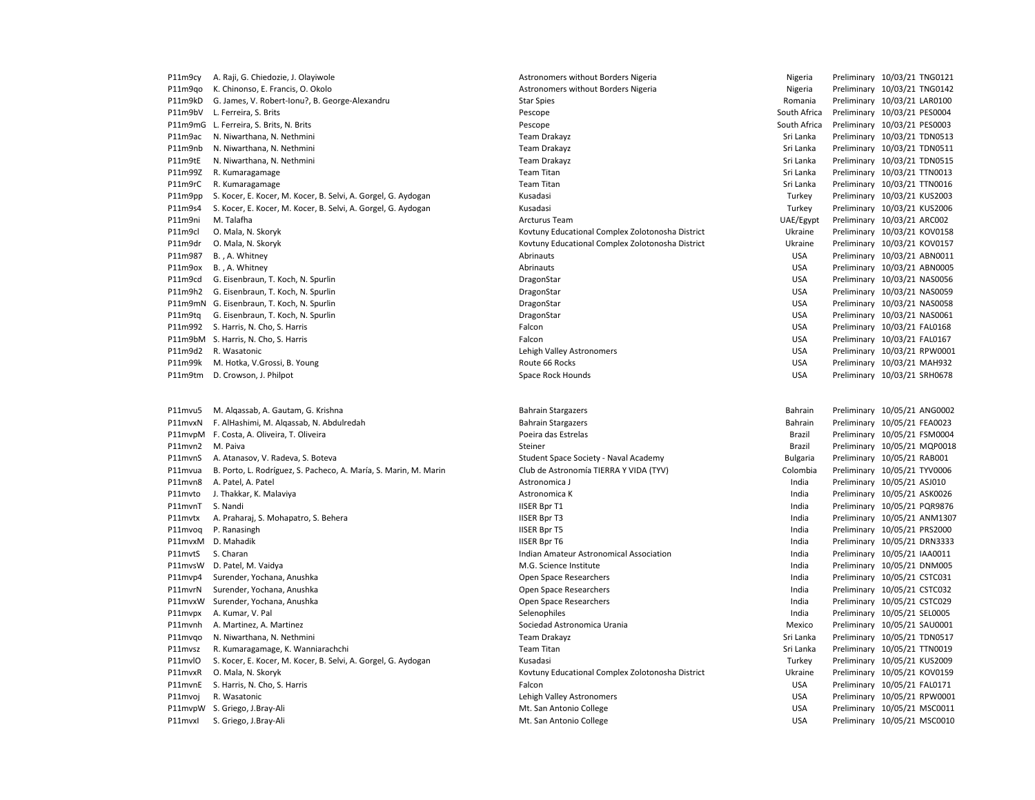| | | | | | | |
|---|---|---|---|---|---|---|
| P11m9cy | A. Raji, G. Chiedozie, J. Olayiwole | Astronomers without Borders Nigeria | Nigeria | Preliminary | 10/03/21 | TNG0121 |
| P11m9qo | K. Chinonso, E. Francis, O. Okolo | Astronomers without Borders Nigeria | Nigeria | Preliminary | 10/03/21 | TNG0142 |
| P11m9kD | G. James, V. Robert-Ionu?, B. George-Alexandru | Star Spies | Romania | Preliminary | 10/03/21 | LAR0100 |
| P11m9bV | L. Ferreira, S. Brits | Pescope | South Africa | Preliminary | 10/03/21 | PES0004 |
| P11m9mG | L. Ferreira, S. Brits, N. Brits | Pescope | South Africa | Preliminary | 10/03/21 | PES0003 |
| P11m9ac | N. Niwarthana, N. Nethmini | Team Drakayz | Sri Lanka | Preliminary | 10/03/21 | TDN0513 |
| P11m9nb | N. Niwarthana, N. Nethmini | Team Drakayz | Sri Lanka | Preliminary | 10/03/21 | TDN0511 |
| P11m9tE | N. Niwarthana, N. Nethmini | Team Drakayz | Sri Lanka | Preliminary | 10/03/21 | TDN0515 |
| P11m99Z | R. Kumaragamage | Team Titan | Sri Lanka | Preliminary | 10/03/21 | TTN0013 |
| P11m9rC | R. Kumaragamage | Team Titan | Sri Lanka | Preliminary | 10/03/21 | TTN0016 |
| P11m9pp | S. Kocer, E. Kocer, M. Kocer, B. Selvi, A. Gorgel, G. Aydogan | Kusadasi | Turkey | Preliminary | 10/03/21 | KUS2003 |
| P11m9s4 | S. Kocer, E. Kocer, M. Kocer, B. Selvi, A. Gorgel, G. Aydogan | Kusadasi | Turkey | Preliminary | 10/03/21 | KUS2006 |
| P11m9ni | M. Talafha | Arcturus Team | UAE/Egypt | Preliminary | 10/03/21 | ARC002 |
| P11m9cl | O. Mala, N. Skoryk | Kovtuny Educational Complex Zolotonosha District | Ukraine | Preliminary | 10/03/21 | KOV0158 |
| P11m9dr | O. Mala, N. Skoryk | Kovtuny Educational Complex Zolotonosha District | Ukraine | Preliminary | 10/03/21 | KOV0157 |
| P11m987 | B. , A. Whitney | Abrinauts | USA | Preliminary | 10/03/21 | ABN0011 |
| P11m9ox | B. , A. Whitney | Abrinauts | USA | Preliminary | 10/03/21 | ABN0005 |
| P11m9cd | G. Eisenbraun, T. Koch, N. Spurlin | DragonStar | USA | Preliminary | 10/03/21 | NAS0056 |
| P11m9h2 | G. Eisenbraun, T. Koch, N. Spurlin | DragonStar | USA | Preliminary | 10/03/21 | NAS0059 |
| P11m9mN | G. Eisenbraun, T. Koch, N. Spurlin | DragonStar | USA | Preliminary | 10/03/21 | NAS0058 |
| P11m9tq | G. Eisenbraun, T. Koch, N. Spurlin | DragonStar | USA | Preliminary | 10/03/21 | NAS0061 |
| P11m992 | S. Harris, N. Cho, S. Harris | Falcon | USA | Preliminary | 10/03/21 | FAL0168 |
| P11m9bM | S. Harris, N. Cho, S. Harris | Falcon | USA | Preliminary | 10/03/21 | FAL0167 |
| P11m9d2 | R. Wasatonic | Lehigh Valley Astronomers | USA | Preliminary | 10/03/21 | RPW0001 |
| P11m99k | M. Hotka, V.Grossi, B. Young | Route 66 Rocks | USA | Preliminary | 10/03/21 | MAH932 |
| P11m9tm | D. Crowson, J. Philpot | Space Rock Hounds | USA | Preliminary | 10/03/21 | SRH0678 |

| | | | | | | |
|---|---|---|---|---|---|---|
| P11mvu5 | M. Alqassab, A. Gautam, G. Krishna | Bahrain Stargazers | Bahrain | Preliminary | 10/05/21 | ANG0002 |
| P11mvxN | F. AlHashimi, M. Alqassab, N. Abdulredah | Bahrain Stargazers | Bahrain | Preliminary | 10/05/21 | FEA0023 |
| P11mvpM | F. Costa, A. Oliveira, T. Oliveira | Poeira das Estrelas | Brazil | Preliminary | 10/05/21 | FSM0004 |
| P11mvn2 | M. Paiva | Steiner | Brazil | Preliminary | 10/05/21 | MQP0018 |
| P11mvnS | A. Atanasov, V. Radeva, S. Boteva | Student Space Society - Naval Academy | Bulgaria | Preliminary | 10/05/21 | RAB001 |
| P11mvua | B. Porto, L. Rodríguez, S. Pacheco, A. María, S. Marin, M. Marin | Club de Astronomía TIERRA Y VIDA (TYV) | Colombia | Preliminary | 10/05/21 | TYV0006 |
| P11mvn8 | A. Patel, A. Patel | Astronomica J | India | Preliminary | 10/05/21 | ASJ010 |
| P11mvto | J. Thakkar, K. Malaviya | Astronomica K | India | Preliminary | 10/05/21 | ASK0026 |
| P11mvnT | S. Nandi | IISER Bpr T1 | India | Preliminary | 10/05/21 | PQR9876 |
| P11mvtx | A. Praharaj, S. Mohapatro, S. Behera | IISER Bpr T3 | India | Preliminary | 10/05/21 | ANM1307 |
| P11mvoq | P. Ranasingh | IISER Bpr T5 | India | Preliminary | 10/05/21 | PRS2000 |
| P11mvxM | D. Mahadik | IISER Bpr T6 | India | Preliminary | 10/05/21 | DRN3333 |
| P11mvtS | S. Charan | Indian Amateur Astronomical Association | India | Preliminary | 10/05/21 | IAA0011 |
| P11mvsW | D. Patel, M. Vaidya | M.G. Science Institute | India | Preliminary | 10/05/21 | DNM005 |
| P11mvp4 | Surender, Yochana, Anushka | Open Space Researchers | India | Preliminary | 10/05/21 | CSTC031 |
| P11mvrN | Surender, Yochana, Anushka | Open Space Researchers | India | Preliminary | 10/05/21 | CSTC032 |
| P11mvxW | Surender, Yochana, Anushka | Open Space Researchers | India | Preliminary | 10/05/21 | CSTC029 |
| P11mvpx | A. Kumar, V. Pal | Selenophiles | India | Preliminary | 10/05/21 | SEL0005 |
| P11mvnh | A. Martinez, A. Martinez | Sociedad Astronomica Urania | Mexico | Preliminary | 10/05/21 | SAU0001 |
| P11mvqo | N. Niwarthana, N. Nethmini | Team Drakayz | Sri Lanka | Preliminary | 10/05/21 | TDN0517 |
| P11mvsz | R. Kumaragamage, K. Wanniarachchi | Team Titan | Sri Lanka | Preliminary | 10/05/21 | TTN0019 |
| P11mvlO | S. Kocer, E. Kocer, M. Kocer, B. Selvi, A. Gorgel, G. Aydogan | Kusadasi | Turkey | Preliminary | 10/05/21 | KUS2009 |
| P11mvxR | O. Mala, N. Skoryk | Kovtuny Educational Complex Zolotonosha District | Ukraine | Preliminary | 10/05/21 | KOV0159 |
| P11mvnE | S. Harris, N. Cho, S. Harris | Falcon | USA | Preliminary | 10/05/21 | FAL0171 |
| P11mvoj | R. Wasatonic | Lehigh Valley Astronomers | USA | Preliminary | 10/05/21 | RPW0001 |
| P11mvpW | S. Griego, J.Bray-Ali | Mt. San Antonio College | USA | Preliminary | 10/05/21 | MSC0011 |
| P11mvxI | S. Griego, J.Bray-Ali | Mt. San Antonio College | USA | Preliminary | 10/05/21 | MSC0010 |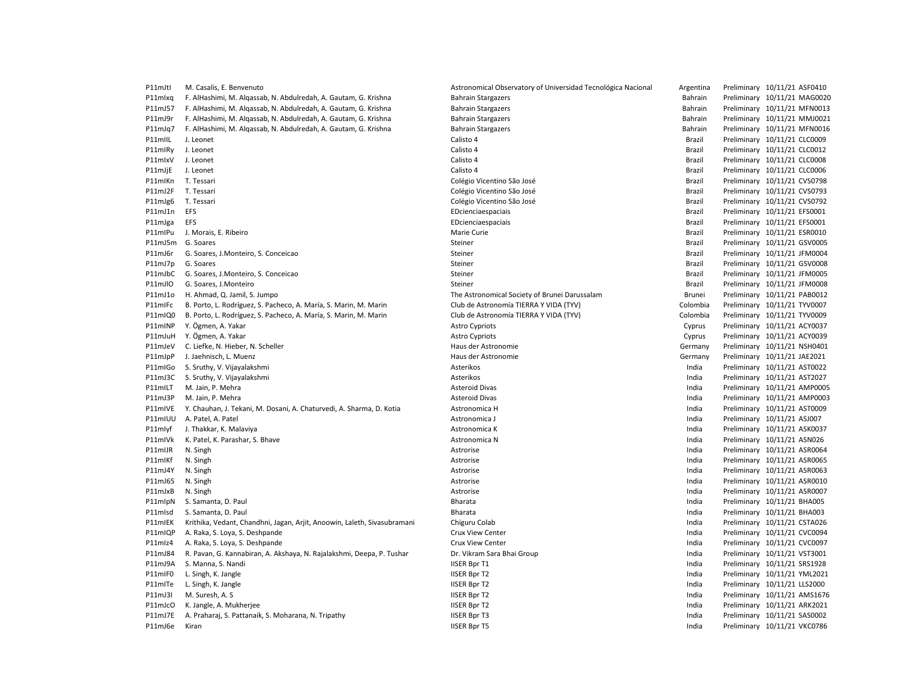| | | | | | | |
|---|---|---|---|---|---|---|
| P11mJtI | M. Casalis, E. Benvenuto | Astronomical Observatory of Universidad Tecnológica Nacional | Argentina | Preliminary | 10/11/21 | ASF0410 |
| P11mIxq | F. AlHashimi, M. Alqassab, N. Abdulredah, A. Gautam, G. Krishna | Bahrain Stargazers | Bahrain | Preliminary | 10/11/21 | MAG0020 |
| P11mJ57 | F. AlHashimi, M. Alqassab, N. Abdulredah, A. Gautam, G. Krishna | Bahrain Stargazers | Bahrain | Preliminary | 10/11/21 | MFN0013 |
| P11mJ9r | F. AlHashimi, M. Alqassab, N. Abdulredah, A. Gautam, G. Krishna | Bahrain Stargazers | Bahrain | Preliminary | 10/11/21 | MMJ0021 |
| P11mJq7 | F. AlHashimi, M. Alqassab, N. Abdulredah, A. Gautam, G. Krishna | Bahrain Stargazers | Bahrain | Preliminary | 10/11/21 | MFN0016 |
| P11mIIL | J. Leonet | Calisto 4 | Brazil | Preliminary | 10/11/21 | CLC0009 |
| P11mIRy | J. Leonet | Calisto 4 | Brazil | Preliminary | 10/11/21 | CLC0012 |
| P11mIxV | J. Leonet | Calisto 4 | Brazil | Preliminary | 10/11/21 | CLC0008 |
| P11mJjE | J. Leonet | Calisto 4 | Brazil | Preliminary | 10/11/21 | CLC0006 |
| P11mIKn | T. Tessari | Colégio Vicentino São José | Brazil | Preliminary | 10/11/21 | CVS0798 |
| P11mJ2F | T. Tessari | Colégio Vicentino São José | Brazil | Preliminary | 10/11/21 | CVS0793 |
| P11mJg6 | T. Tessari | Colégio Vicentino São José | Brazil | Preliminary | 10/11/21 | CVS0792 |
| P11mJ1n | EFS | EDcienciaespaciais | Brazil | Preliminary | 10/11/21 | EFS0001 |
| P11mJga | EFS | EDcienciaespaciais | Brazil | Preliminary | 10/11/21 | EFS0001 |
| P11mIPu | J. Morais, E. Ribeiro | Marie Curie | Brazil | Preliminary | 10/11/21 | ESR0010 |
| P11mJ5m | G. Soares | Steiner | Brazil | Preliminary | 10/11/21 | GSV0005 |
| P11mJ6r | G. Soares, J.Monteiro, S. Conceicao | Steiner | Brazil | Preliminary | 10/11/21 | JFM0004 |
| P11mJ7p | G. Soares | Steiner | Brazil | Preliminary | 10/11/21 | GSV0008 |
| P11mJbC | G. Soares, J.Monteiro, S. Conceicao | Steiner | Brazil | Preliminary | 10/11/21 | JFM0005 |
| P11mJlO | G. Soares, J.Monteiro | Steiner | Brazil | Preliminary | 10/11/21 | JFM0008 |
| P11mJ1o | H. Ahmad, Q. Jamil, S. Jumpo | The Astronomical Society of Brunei Darussalam | Brunei | Preliminary | 10/11/21 | PAB0012 |
| P11mIFc | B. Porto, L. Rodríguez, S. Pacheco, A. María, S. Marin, M. Marin | Club de Astronomía TIERRA Y VIDA (TYV) | Colombia | Preliminary | 10/11/21 | TYV0007 |
| P11mIQ0 | B. Porto, L. Rodríguez, S. Pacheco, A. María, S. Marin, M. Marin | Club de Astronomía TIERRA Y VIDA (TYV) | Colombia | Preliminary | 10/11/21 | TYV0009 |
| P11mINP | Y. Ögmen, A. Yakar | Astro Cypriots | Cyprus | Preliminary | 10/11/21 | ACY0037 |
| P11mJuH | Y. Ögmen, A. Yakar | Astro Cypriots | Cyprus | Preliminary | 10/11/21 | ACY0039 |
| P11mJeV | C. Liefke, N. Hieber, N. Scheller | Haus der Astronomie | Germany | Preliminary | 10/11/21 | NSH0401 |
| P11mJpP | J. Jaehnisch, L. Muenz | Haus der Astronomie | Germany | Preliminary | 10/11/21 | JAE2021 |
| P11mIGo | S. Sruthy, V. Vijayalakshmi | Asterikos | India | Preliminary | 10/11/21 | AST0022 |
| P11mJ3C | S. Sruthy, V. Vijayalakshmi | Asterikos | India | Preliminary | 10/11/21 | AST2027 |
| P11mILT | M. Jain, P. Mehra | Asteroid Divas | India | Preliminary | 10/11/21 | AMP0005 |
| P11mJ3P | M. Jain, P. Mehra | Asteroid Divas | India | Preliminary | 10/11/21 | AMP0003 |
| P11mIVE | Y. Chauhan, J. Tekani, M. Dosani, A. Chaturvedi, A. Sharma, D. Kotia | Astronomica H | India | Preliminary | 10/11/21 | AST0009 |
| P11mIUU | A. Patel, A. Patel | Astronomica J | India | Preliminary | 10/11/21 | ASJ007 |
| P11mIyf | J. Thakkar, K. Malaviya | Astronomica K | India | Preliminary | 10/11/21 | ASK0037 |
| P11mIVk | K. Patel, K. Parashar, S. Bhave | Astronomica N | India | Preliminary | 10/11/21 | ASN026 |
| P11mIJR | N. Singh | Astrorise | India | Preliminary | 10/11/21 | ASR0064 |
| P11mIKf | N. Singh | Astrorise | India | Preliminary | 10/11/21 | ASR0065 |
| P11mJ4Y | N. Singh | Astrorise | India | Preliminary | 10/11/21 | ASR0063 |
| P11mJ65 | N. Singh | Astrorise | India | Preliminary | 10/11/21 | ASR0010 |
| P11mJxB | N. Singh | Astrorise | India | Preliminary | 10/11/21 | ASR0007 |
| P11mIpN | S. Samanta, D. Paul | Bharata | India | Preliminary | 10/11/21 | BHA005 |
| P11mIsd | S. Samanta, D. Paul | Bharata | India | Preliminary | 10/11/21 | BHA003 |
| P11mIEK | Krithika, Vedant, Chandhni, Jagan, Arjit, Anoowin, Laleth, Sivasubramani | Chiguru Colab | India | Preliminary | 10/11/21 | CSTA026 |
| P11mIQP | A. Raka, S. Loya, S. Deshpande | Crux View Center | India | Preliminary | 10/11/21 | CVC0094 |
| P11mIz4 | A. Raka, S. Loya, S. Deshpande | Crux View Center | India | Preliminary | 10/11/21 | CVC0097 |
| P11mJ84 | R. Pavan, G. Kannabiran, A. Akshaya, N. Rajalakshmi, Deepa, P. Tushar | Dr. Vikram Sara Bhai Group | India | Preliminary | 10/11/21 | VST3001 |
| P11mJ9A | S. Manna, S. Nandi | IISER Bpr T1 | India | Preliminary | 10/11/21 | SRS1928 |
| P11mIF0 | L. Singh, K. Jangle | IISER Bpr T2 | India | Preliminary | 10/11/21 | YML2021 |
| P11mITe | L. Singh, K. Jangle | IISER Bpr T2 | India | Preliminary | 10/11/21 | LLS2000 |
| P11mJ3I | M. Suresh, A. S | IISER Bpr T2 | India | Preliminary | 10/11/21 | AMS1676 |
| P11mJcO | K. Jangle, A. Mukherjee | IISER Bpr T2 | India | Preliminary | 10/11/21 | ARK2021 |
| P11mJ7E | A. Praharaj, S. Pattanaik, S. Moharana, N. Tripathy | IISER Bpr T3 | India | Preliminary | 10/11/21 | SAS0002 |
| P11mJ6e | Kiran | IISER Bpr T5 | India | Preliminary | 10/11/21 | VKC0786 |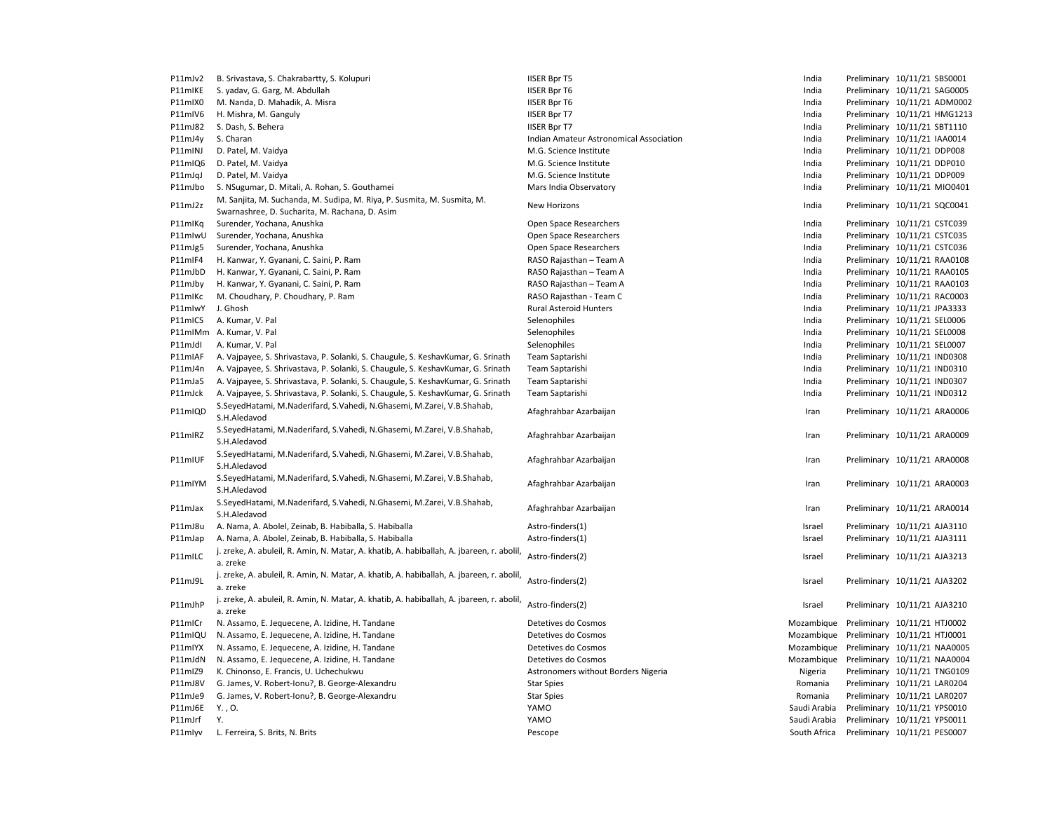| | | | | | | |
|---|---|---|---|---|---|---|
| P11mJv2 | B. Srivastava, S. Chakrabartty, S. Kolupuri | IISER Bpr T5 | India | Preliminary | 10/11/21 | SBS0001 |
| P11mIKE | S. yadav, G. Garg, M. Abdullah | IISER Bpr T6 | India | Preliminary | 10/11/21 | SAG0005 |
| P11mIX0 | M. Nanda, D. Mahadik, A. Misra | IISER Bpr T6 | India | Preliminary | 10/11/21 | ADM0002 |
| P11mIV6 | H. Mishra, M. Ganguly | IISER Bpr T7 | India | Preliminary | 10/11/21 | HMG1213 |
| P11mJ82 | S. Dash, S. Behera | IISER Bpr T7 | India | Preliminary | 10/11/21 | SBT1110 |
| P11mJ4y | S. Charan | Indian Amateur Astronomical Association | India | Preliminary | 10/11/21 | IAA0014 |
| P11mINJ | D. Patel, M. Vaidya | M.G. Science Institute | India | Preliminary | 10/11/21 | DDP008 |
| P11mIQ6 | D. Patel, M. Vaidya | M.G. Science Institute | India | Preliminary | 10/11/21 | DDP010 |
| P11mJqJ | D. Patel, M. Vaidya | M.G. Science Institute | India | Preliminary | 10/11/21 | DDP009 |
| P11mJbo | S. NSugumar, D. Mitali, A. Rohan, S. Gouthamei | Mars India Observatory | India | Preliminary | 10/11/21 | MIO0401 |
| P11mJ2z | M. Sanjita, M. Suchanda, M. Sudipa, M. Riya, P. Susmita, M. Susmita, M. Swarnashree, D. Sucharita, M. Rachana, D. Asim | New Horizons | India | Preliminary | 10/11/21 | SQC0041 |
| P11mIKq | Surender, Yochana, Anushka | Open Space Researchers | India | Preliminary | 10/11/21 | CSTC039 |
| P11mIwU | Surender, Yochana, Anushka | Open Space Researchers | India | Preliminary | 10/11/21 | CSTC035 |
| P11mJg5 | Surender, Yochana, Anushka | Open Space Researchers | India | Preliminary | 10/11/21 | CSTC036 |
| P11mIF4 | H. Kanwar, Y. Gyanani, C. Saini, P. Ram | RASO Rajasthan – Team A | India | Preliminary | 10/11/21 | RAA0108 |
| P11mJbD | H. Kanwar, Y. Gyanani, C. Saini, P. Ram | RASO Rajasthan – Team A | India | Preliminary | 10/11/21 | RAA0105 |
| P11mJby | H. Kanwar, Y. Gyanani, C. Saini, P. Ram | RASO Rajasthan – Team A | India | Preliminary | 10/11/21 | RAA0103 |
| P11mIKc | M. Choudhary, P. Choudhary, P. Ram | RASO Rajasthan - Team C | India | Preliminary | 10/11/21 | RAC0003 |
| P11mIwY | J. Ghosh | Rural Asteroid Hunters | India | Preliminary | 10/11/21 | JPA3333 |
| P11mICS | A. Kumar, V. Pal | Selenophiles | India | Preliminary | 10/11/21 | SEL0006 |
| P11mIMm | A. Kumar, V. Pal | Selenophiles | India | Preliminary | 10/11/21 | SEL0008 |
| P11mJdI | A. Kumar, V. Pal | Selenophiles | India | Preliminary | 10/11/21 | SEL0007 |
| P11mIAF | A. Vajpayee, S. Shrivastava, P. Solanki, S. Chaugule, S. KeshavKumar, G. Srinath | Team Saptarishi | India | Preliminary | 10/11/21 | IND0308 |
| P11mJ4n | A. Vajpayee, S. Shrivastava, P. Solanki, S. Chaugule, S. KeshavKumar, G. Srinath | Team Saptarishi | India | Preliminary | 10/11/21 | IND0310 |
| P11mJa5 | A. Vajpayee, S. Shrivastava, P. Solanki, S. Chaugule, S. KeshavKumar, G. Srinath | Team Saptarishi | India | Preliminary | 10/11/21 | IND0307 |
| P11mJck | A. Vajpayee, S. Shrivastava, P. Solanki, S. Chaugule, S. KeshavKumar, G. Srinath | Team Saptarishi | India | Preliminary | 10/11/21 | IND0312 |
| P11mIQD | S.SeyedHatami, M.Naderifard, S.Vahedi, N.Ghasemi, M.Zarei, V.B.Shahab, S.H.Aledavod | Afaghrahbar Azarbaijan | Iran | Preliminary | 10/11/21 | ARA0006 |
| P11mIRZ | S.SeyedHatami, M.Naderifard, S.Vahedi, N.Ghasemi, M.Zarei, V.B.Shahab, S.H.Aledavod | Afaghrahbar Azarbaijan | Iran | Preliminary | 10/11/21 | ARA0009 |
| P11mIUF | S.SeyedHatami, M.Naderifard, S.Vahedi, N.Ghasemi, M.Zarei, V.B.Shahab, S.H.Aledavod | Afaghrahbar Azarbaijan | Iran | Preliminary | 10/11/21 | ARA0008 |
| P11mIYM | S.SeyedHatami, M.Naderifard, S.Vahedi, N.Ghasemi, M.Zarei, V.B.Shahab, S.H.Aledavod | Afaghrahbar Azarbaijan | Iran | Preliminary | 10/11/21 | ARA0003 |
| P11mJax | S.SeyedHatami, M.Naderifard, S.Vahedi, N.Ghasemi, M.Zarei, V.B.Shahab, S.H.Aledavod | Afaghrahbar Azarbaijan | Iran | Preliminary | 10/11/21 | ARA0014 |
| P11mJ8u | A. Nama, A. Abolel, Zeinab, B. Habiballa, S. Habiballa | Astro-finders(1) | Israel | Preliminary | 10/11/21 | AJA3110 |
| P11mJap | A. Nama, A. Abolel, Zeinab, B. Habiballa, S. Habiballa | Astro-finders(1) | Israel | Preliminary | 10/11/21 | AJA3111 |
| P11mILC | j. zreke, A. abuleil, R. Amin, N. Matar, A. khatib, A. habiballah, A. jbareen, r. abolil, a. zreke | Astro-finders(2) | Israel | Preliminary | 10/11/21 | AJA3213 |
| P11mJ9L | j. zreke, A. abuleil, R. Amin, N. Matar, A. khatib, A. habiballah, A. jbareen, r. abolil, a. zreke | Astro-finders(2) | Israel | Preliminary | 10/11/21 | AJA3202 |
| P11mJhP | j. zreke, A. abuleil, R. Amin, N. Matar, A. khatib, A. habiballah, A. jbareen, r. abolil, a. zreke | Astro-finders(2) | Israel | Preliminary | 10/11/21 | AJA3210 |
| P11mICr | N. Assamo, E. Jequecene, A. Izidine, H. Tandane | Detetives do Cosmos | Mozambique | Preliminary | 10/11/21 | HTJ0002 |
| P11mIQU | N. Assamo, E. Jequecene, A. Izidine, H. Tandane | Detetives do Cosmos | Mozambique | Preliminary | 10/11/21 | HTJ0001 |
| P11mIYX | N. Assamo, E. Jequecene, A. Izidine, H. Tandane | Detetives do Cosmos | Mozambique | Preliminary | 10/11/21 | NAA0005 |
| P11mJdN | N. Assamo, E. Jequecene, A. Izidine, H. Tandane | Detetives do Cosmos | Mozambique | Preliminary | 10/11/21 | NAA0004 |
| P11mIZ9 | K. Chinonso, E. Francis, U. Uchechukwu | Astronomers without Borders Nigeria | Nigeria | Preliminary | 10/11/21 | TNG0109 |
| P11mJ8V | G. James, V. Robert-Ionu?, B. George-Alexandru | Star Spies | Romania | Preliminary | 10/11/21 | LAR0204 |
| P11mJe9 | G. James, V. Robert-Ionu?, B. George-Alexandru | Star Spies | Romania | Preliminary | 10/11/21 | LAR0207 |
| P11mJ6E | Y. , O. | YAMO | Saudi Arabia | Preliminary | 10/11/21 | YPS0010 |
| P11mJrf | Y. | YAMO | Saudi Arabia | Preliminary | 10/11/21 | YPS0011 |
| P11mIyv | L. Ferreira, S. Brits, N. Brits | Pescope | South Africa | Preliminary | 10/11/21 | PES0007 |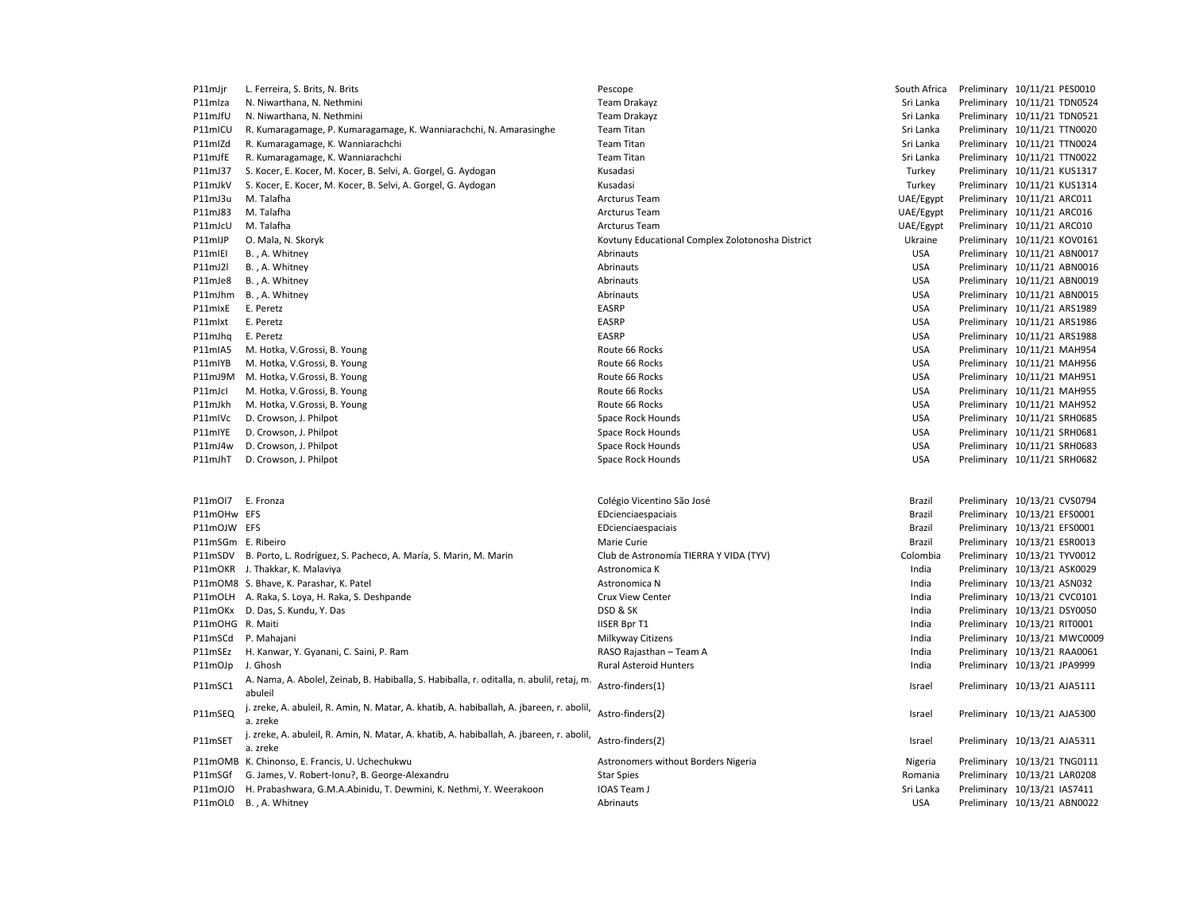| | | | | | | |
|---|---|---|---|---|---|---|
| P11mJjr | L. Ferreira, S. Brits, N. Brits | Pescope | South Africa | Preliminary | 10/11/21 | PES0010 |
| P11mIza | N. Niwarthana, N. Nethmini | Team Drakayz | Sri Lanka | Preliminary | 10/11/21 | TDN0524 |
| P11mJfU | N. Niwarthana, N. Nethmini | Team Drakayz | Sri Lanka | Preliminary | 10/11/21 | TDN0521 |
| P11mICU | R. Kumaragamage, P. Kumaragamage, K. Wanniarachchi, N. Amarasinghe | Team Titan | Sri Lanka | Preliminary | 10/11/21 | TTN0020 |
| P11mIZd | R. Kumaragamage, K. Wanniarachchi | Team Titan | Sri Lanka | Preliminary | 10/11/21 | TTN0024 |
| P11mJfE | R. Kumaragamage, K. Wanniarachchi | Team Titan | Sri Lanka | Preliminary | 10/11/21 | TTN0022 |
| P11mJ37 | S. Kocer, E. Kocer, M. Kocer, B. Selvi, A. Gorgel, G. Aydogan | Kusadasi | Turkey | Preliminary | 10/11/21 | KUS1317 |
| P11mJkV | S. Kocer, E. Kocer, M. Kocer, B. Selvi, A. Gorgel, G. Aydogan | Kusadasi | Turkey | Preliminary | 10/11/21 | KUS1314 |
| P11mJ3u | M. Talafha | Arcturus Team | UAE/Egypt | Preliminary | 10/11/21 | ARC011 |
| P11mJ83 | M. Talafha | Arcturus Team | UAE/Egypt | Preliminary | 10/11/21 | ARC016 |
| P11mJcU | M. Talafha | Arcturus Team | UAE/Egypt | Preliminary | 10/11/21 | ARC010 |
| P11mIJP | O. Mala, N. Skoryk | Kovtuny Educational Complex Zolotonosha District | Ukraine | Preliminary | 10/11/21 | KOV0161 |
| P11mIEl | B. , A. Whitney | Abrinauts | USA | Preliminary | 10/11/21 | ABN0017 |
| P11mJ2l | B. , A. Whitney | Abrinauts | USA | Preliminary | 10/11/21 | ABN0016 |
| P11mJe8 | B. , A. Whitney | Abrinauts | USA | Preliminary | 10/11/21 | ABN0019 |
| P11mJhm | B. , A. Whitney | Abrinauts | USA | Preliminary | 10/11/21 | ABN0015 |
| P11mIxE | E. Peretz | EASRP | USA | Preliminary | 10/11/21 | ARS1989 |
| P11mIxt | E. Peretz | EASRP | USA | Preliminary | 10/11/21 | ARS1986 |
| P11mJhq | E. Peretz | EASRP | USA | Preliminary | 10/11/21 | ARS1988 |
| P11mIA5 | M. Hotka, V.Grossi, B. Young | Route 66 Rocks | USA | Preliminary | 10/11/21 | MAH954 |
| P11mIYB | M. Hotka, V.Grossi, B. Young | Route 66 Rocks | USA | Preliminary | 10/11/21 | MAH956 |
| P11mJ9M | M. Hotka, V.Grossi, B. Young | Route 66 Rocks | USA | Preliminary | 10/11/21 | MAH951 |
| P11mJcI | M. Hotka, V.Grossi, B. Young | Route 66 Rocks | USA | Preliminary | 10/11/21 | MAH955 |
| P11mJkh | M. Hotka, V.Grossi, B. Young | Route 66 Rocks | USA | Preliminary | 10/11/21 | MAH952 |
| P11mIVc | D. Crowson, J. Philpot | Space Rock Hounds | USA | Preliminary | 10/11/21 | SRH0685 |
| P11mIYE | D. Crowson, J. Philpot | Space Rock Hounds | USA | Preliminary | 10/11/21 | SRH0681 |
| P11mJ4w | D. Crowson, J. Philpot | Space Rock Hounds | USA | Preliminary | 10/11/21 | SRH0683 |
| P11mJhT | D. Crowson, J. Philpot | Space Rock Hounds | USA | Preliminary | 10/11/21 | SRH0682 |

| | | | | | | |
|---|---|---|---|---|---|---|
| P11mOI7 | E. Fronza | Colégio Vicentino São José | Brazil | Preliminary | 10/13/21 | CVS0794 |
| P11mOHw | EFS | EDcienciaespaciais | Brazil | Preliminary | 10/13/21 | EFS0001 |
| P11mOJW | EFS | EDcienciaespaciais | Brazil | Preliminary | 10/13/21 | EFS0001 |
| P11mSGm | E. Ribeiro | Marie Curie | Brazil | Preliminary | 10/13/21 | ESR0013 |
| P11mSDV | B. Porto, L. Rodríguez, S. Pacheco, A. María, S. Marin, M. Marin | Club de Astronomía TIERRA Y VIDA (TYV) | Colombia | Preliminary | 10/13/21 | TYV0012 |
| P11mOKR | J. Thakkar, K. Malaviya | Astronomica K | India | Preliminary | 10/13/21 | ASK0029 |
| P11mOM8 | S. Bhave, K. Parashar, K. Patel | Astronomica N | India | Preliminary | 10/13/21 | ASN032 |
| P11mOLH | A. Raka, S. Loya, H. Raka, S. Deshpande | Crux View Center | India | Preliminary | 10/13/21 | CVC0101 |
| P11mOKx | D. Das, S. Kundu, Y. Das | DSD & SK | India | Preliminary | 10/13/21 | DSY0050 |
| P11mOHG | R. Maiti | IISER Bpr T1 | India | Preliminary | 10/13/21 | RIT0001 |
| P11mSCd | P. Mahajani | Milkyway Citizens | India | Preliminary | 10/13/21 | MWC0009 |
| P11mSEz | H. Kanwar, Y. Gyanani, C. Saini, P. Ram | RASO Rajasthan – Team A | India | Preliminary | 10/13/21 | RAA0061 |
| P11mOJp | J. Ghosh | Rural Asteroid Hunters | India | Preliminary | 10/13/21 | JPA9999 |
| P11mSC1 | A. Nama, A. Abolel, Zeinab, B. Habiballa, S. Habiballa, r. oditalla, n. abulil, retaj, m. abuleil | Astro-finders(1) | Israel | Preliminary | 10/13/21 | AJA5111 |
| P11mSEQ | j. zreke, A. abuleil, R. Amin, N. Matar, A. khatib, A. habiballah, A. jbareen, r. abolil, a. zreke | Astro-finders(2) | Israel | Preliminary | 10/13/21 | AJA5300 |
| P11mSET | j. zreke, A. abuleil, R. Amin, N. Matar, A. khatib, A. habiballah, A. jbareen, r. abolil, a. zreke | Astro-finders(2) | Israel | Preliminary | 10/13/21 | AJA5311 |
| P11mOMB | K. Chinonso, E. Francis, U. Uchechukwu | Astronomers without Borders Nigeria | Nigeria | Preliminary | 10/13/21 | TNG0111 |
| P11mSGf | G. James, V. Robert-Ionu?, B. George-Alexandru | Star Spies | Romania | Preliminary | 10/13/21 | LAR0208 |
| P11mOJO | H. Prabashwara, G.M.A.Abinidu, T. Dewmini, K. Nethmi, Y. Weerakoon | IOAS Team J | Sri Lanka | Preliminary | 10/13/21 | IAS7411 |
| P11mOL0 | B. , A. Whitney | Abrinauts | USA | Preliminary | 10/13/21 | ABN0022 |